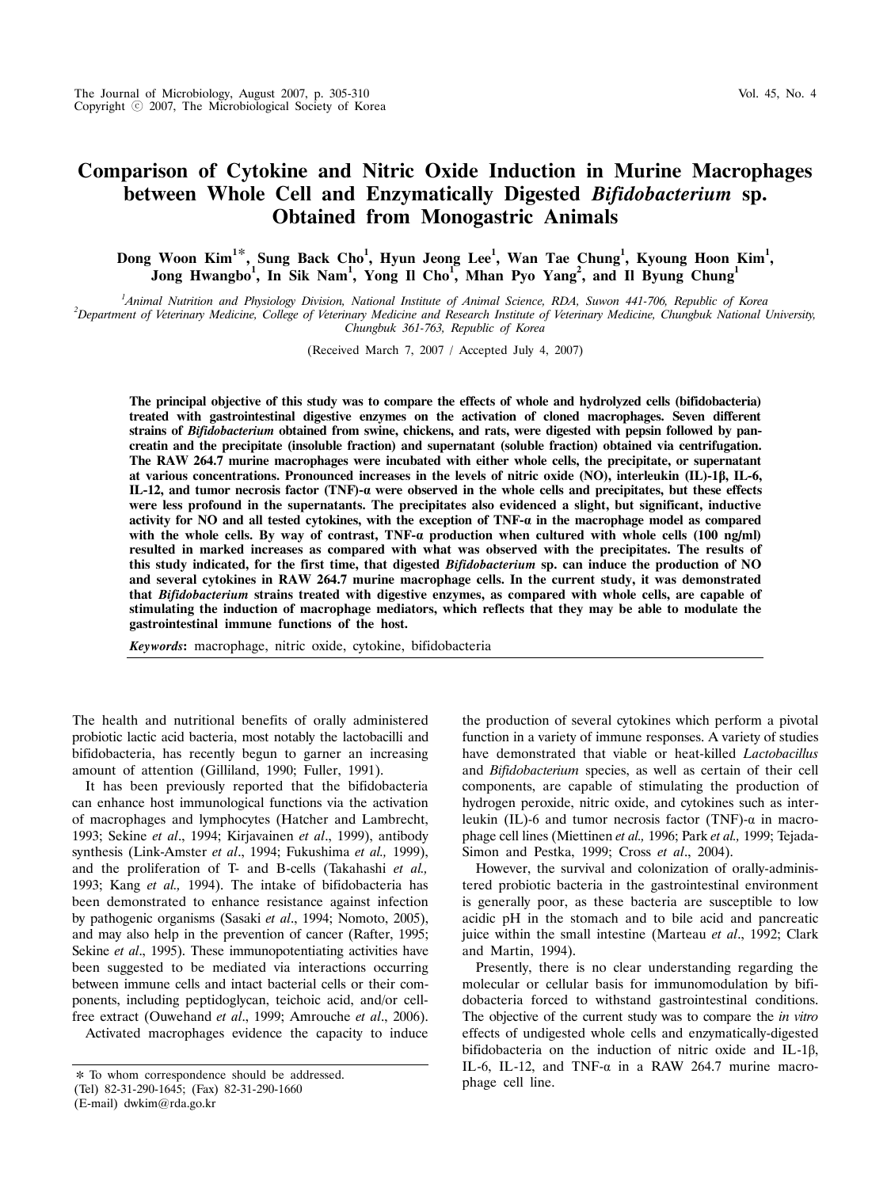# Comparison of Cytokine and Nitric Oxide Induction in Murine Macrophages between Whole Cell and Enzymatically Digested *Bifidobacterium* sp. Obtained from Monogastric Animals

**Dong Woon Kim[1*], Sung Back Cho[1], Hyun Jeong Lee[1], Wan Tae Chung[1], Kyoung Hoon Kim[1], Jong Hwangbo[1], In Sik Nam[1], Yong Il Cho[1], Mhan Pyo Yang[2], and Il Byung Chung[1]**

[1]*Animal Nutrition and Physiology Division, National Institute of Animal Science, RDA, Suwon 441-706, Republic of Korea*
[2]*Department of Veterinary Medicine, College of Veterinary Medicine and Research Institute of Veterinary Medicine, Chungbuk National University, Chungbuk 361-763, Republic of Korea*

(Received March 7, 2007 / Accepted July 4, 2007)

**The principal objective of this study was to compare the effects of whole and hydrolyzed cells (bifidobacteria) treated with gastrointestinal digestive enzymes on the activation of cloned macrophages. Seven different strains of *Bifidobacterium* obtained from swine, chickens, and rats, were digested with pepsin followed by pancreatin and the precipitate (insoluble fraction) and supernatant (soluble fraction) obtained via centrifugation. The RAW 264.7 murine macrophages were incubated with either whole cells, the precipitate, or supernatant at various concentrations. Pronounced increases in the levels of nitric oxide (NO), interleukin (IL)-1β, IL-6, IL-12, and tumor necrosis factor (TNF)-α were observed in the whole cells and precipitates, but these effects were less profound in the supernatants. The precipitates also evidenced a slight, but significant, inductive activity for NO and all tested cytokines, with the exception of TNF-α in the macrophage model as compared with the whole cells. By way of contrast, TNF-α production when cultured with whole cells (100 ng/ml) resulted in marked increases as compared with what was observed with the precipitates. The results of this study indicated, for the first time, that digested *Bifidobacterium* sp. can induce the production of NO and several cytokines in RAW 264.7 murine macrophage cells. In the current study, it was demonstrated that *Bifidobacterium* strains treated with digestive enzymes, as compared with whole cells, are capable of stimulating the induction of macrophage mediators, which reflects that they may be able to modulate the gastrointestinal immune functions of the host.**

***Keywords***: macrophage, nitric oxide, cytokine, bifidobacteria

The health and nutritional benefits of orally administered probiotic lactic acid bacteria, most notably the lactobacilli and bifidobacteria, has recently begun to garner an increasing amount of attention (Gilliland, 1990; Fuller, 1991).

It has been previously reported that the bifidobacteria can enhance host immunological functions via the activation of macrophages and lymphocytes (Hatcher and Lambrecht, 1993; Sekine *et al*., 1994; Kirjavainen *et al*., 1999), antibody synthesis (Link-Amster *et al*., 1994; Fukushima *et al.,* 1999), and the proliferation of T- and B-cells (Takahashi *et al.,* 1993; Kang *et al.,* 1994). The intake of bifidobacteria has been demonstrated to enhance resistance against infection by pathogenic organisms (Sasaki *et al*., 1994; Nomoto, 2005), and may also help in the prevention of cancer (Rafter, 1995; Sekine *et al*., 1995). These immunopotentiating activities have been suggested to be mediated via interactions occurring between immune cells and intact bacterial cells or their components, including peptidoglycan, teichoic acid, and/or cell-free extract (Ouwehand *et al*., 1999; Amrouche *et al*., 2006).

Activated macrophages evidence the capacity to induce the production of several cytokines which perform a pivotal function in a variety of immune responses. A variety of studies have demonstrated that viable or heat-killed *Lactobacillus* and *Bifidobacterium* species, as well as certain of their cell components, are capable of stimulating the production of hydrogen peroxide, nitric oxide, and cytokines such as interleukin (IL)-6 and tumor necrosis factor (TNF)-α in macrophage cell lines (Miettinen *et al.,* 1996; Park *et al.,* 1999; Tejada-Simon and Pestka, 1999; Cross *et al*., 2004).

However, the survival and colonization of orally-administered probiotic bacteria in the gastrointestinal environment is generally poor, as these bacteria are susceptible to low acidic pH in the stomach and to bile acid and pancreatic juice within the small intestine (Marteau *et al*., 1992; Clark and Martin, 1994).

Presently, there is no clear understanding regarding the molecular or cellular basis for immunomodulation by bifidobacteria forced to withstand gastrointestinal conditions. The objective of the current study was to compare the *in vitro* effects of undigested whole cells and enzymatically-digested bifidobacteria on the induction of nitric oxide and IL-1β, IL-6, IL-12, and TNF-α in a RAW 264.7 murine macrophage cell line.

* To whom correspondence should be addressed.
(Tel) 82-31-290-1645; (Fax) 82-31-290-1660
(E-mail) dwkim@rda.go.kr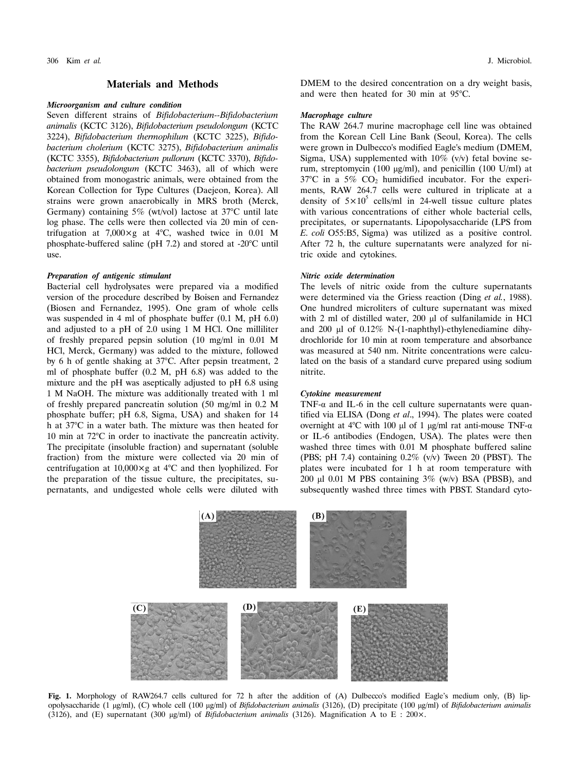## Materials and Methods

### *Microorganism and culture condition*

Seven different strains of *Bifidobacterium*--*Bifidobacterium animalis* (KCTC 3126), *Bifidobacterium pseudolongum* (KCTC 3224), *Bifidobacterium thermophilum* (KCTC 3225), *Bifidobacterium cholerium* (KCTC 3275), *Bifidobacterium animalis* (KCTC 3355), *Bifidobacterium pullorum* (KCTC 3370), *Bifidobacterium pseudolongum* (KCTC 3463), all of which were obtained from monogastric animals, were obtained from the Korean Collection for Type Cultures (Daejeon, Korea). All strains were grown anaerobically in MRS broth (Merck, Germany) containing 5% (wt/vol) lactose at 37°C until late log phase. The cells were then collected via 20 min of centrifugation at 7,000×g at 4°C, washed twice in 0.01 M phosphate-buffered saline (pH 7.2) and stored at -20°C until use.

### *Preparation of antigenic stimulant*

Bacterial cell hydrolysates were prepared via a modified version of the procedure described by Boisen and Fernandez (Biosen and Fernandez, 1995). One gram of whole cells was suspended in 4 ml of phosphate buffer (0.1 M, pH 6.0) and adjusted to a pH of 2.0 using 1 M HCl. One milliliter of freshly prepared pepsin solution (10 mg/ml in 0.01 M HCl, Merck, Germany) was added to the mixture, followed by 6 h of gentle shaking at 37°C. After pepsin treatment, 2 ml of phosphate buffer (0.2 M, pH 6.8) was added to the mixture and the pH was aseptically adjusted to pH 6.8 using 1 M NaOH. The mixture was additionally treated with 1 ml of freshly prepared pancreatin solution (50 mg/ml in 0.2 M phosphate buffer; pH 6.8, Sigma, USA) and shaken for 14 h at 37°C in a water bath. The mixture was then heated for 10 min at 72°C in order to inactivate the pancreatin activity. The precipitate (insoluble fraction) and supernatant (soluble fraction) from the mixture were collected via 20 min of centrifugation at 10,000×g at 4°C and then lyophilized. For the preparation of the tissue culture, the precipitates, supernatants, and undigested whole cells were diluted with DMEM to the desired concentration on a dry weight basis, and were then heated for 30 min at 95°C.

### *Macrophage culture*

The RAW 264.7 murine macrophage cell line was obtained from the Korean Cell Line Bank (Seoul, Korea). The cells were grown in Dulbecco's modified Eagle's medium (DMEM, Sigma, USA) supplemented with 10% (v/v) fetal bovine serum, streptomycin (100 μg/ml), and penicillin (100 U/ml) at 37°C in a 5% $CO_2$ humidified incubator. For the experiments, RAW 264.7 cells were cultured in triplicate at a density of $5\times10^5$ cells/ml in 24-well tissue culture plates with various concentrations of either whole bacterial cells, precipitates, or supernatants. Lipopolysaccharide (LPS from *E. coli* O55:B5, Sigma) was utilized as a positive control. After 72 h, the culture supernatants were analyzed for nitric oxide and cytokines.

### *Nitric oxide determination*

The levels of nitric oxide from the culture supernatants were determined via the Griess reaction (Ding *et al.*, 1988). One hundred microliters of culture supernatant was mixed with 2 ml of distilled water, 200 μl of sulfanilamide in HCl and 200 μl of 0.12% N-(1-naphthyl)-ethylenediamine dihydrochloride for 10 min at room temperature and absorbance was measured at 540 nm. Nitrite concentrations were calculated on the basis of a standard curve prepared using sodium nitrite.

### *Cytokine measurement*

TNF-α and IL-6 in the cell culture supernatants were quantified via ELISA (Dong *et al*., 1994). The plates were coated overnight at 4°C with 100 μl of 1 μg/ml rat anti-mouse TNF-α or IL-6 antibodies (Endogen, USA). The plates were then washed three times with 0.01 M phosphate buffered saline (PBS; pH 7.4) containing 0.2% (v/v) Tween 20 (PBST). The plates were incubated for 1 h at room temperature with 200 μl 0.01 M PBS containing 3% (w/v) BSA (PBSB), and subsequently washed three times with PBST. Standard cyto-

**Fig. 1.** Morphology of RAW264.7 cells cultured for 72 h after the addition of (A) Dulbecco's modified Eagle's medium only, (B) lipopolysaccharide (1 μg/ml), (C) whole cell (100 μg/ml) of *Bifidobacterium animalis* (3126), (D) precipitate (100 μg/ml) of *Bifidobacterium animalis* (3126), and (E) supernatant (300 μg/ml) of *Bifidobacterium animalis* (3126). Magnification A to E : 200×.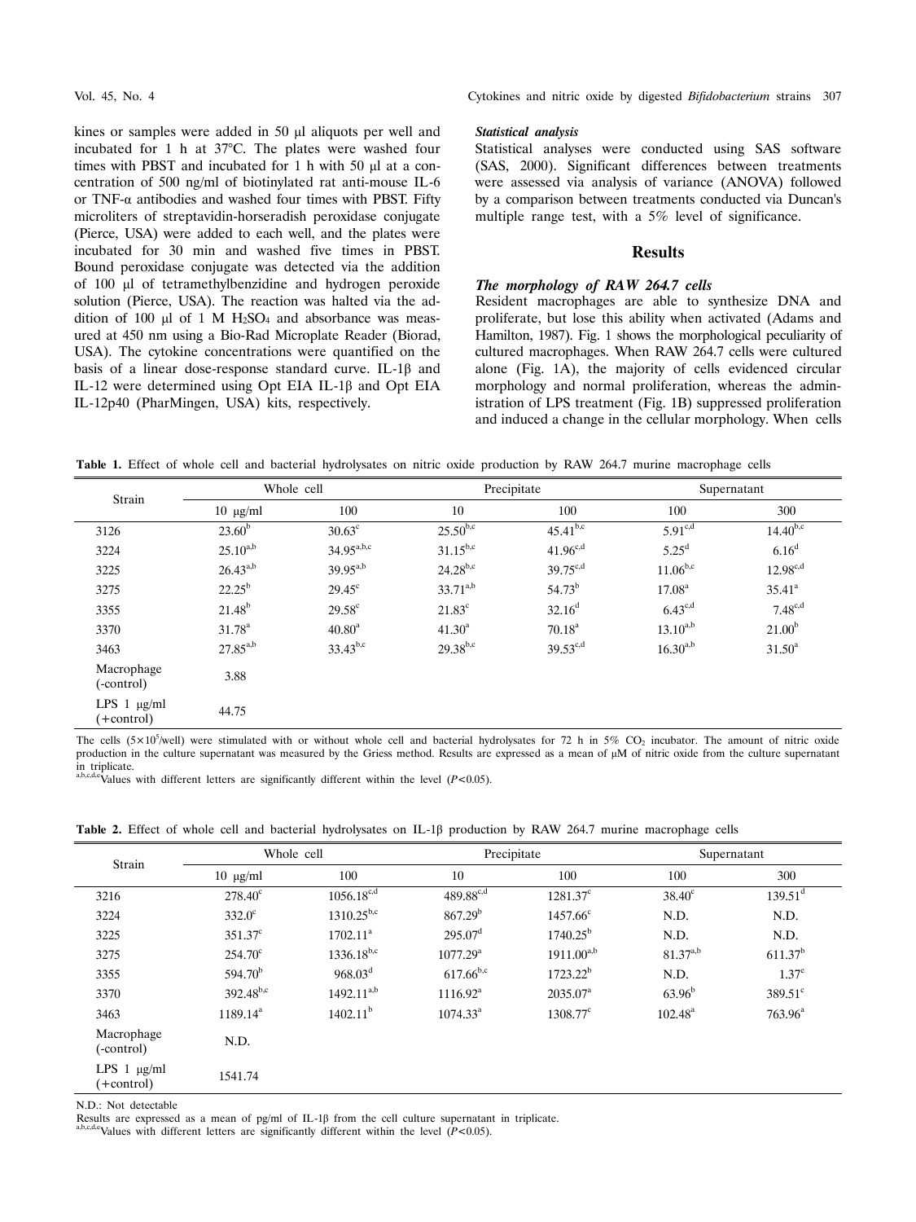kines or samples were added in 50 μl aliquots per well and incubated for 1 h at 37°C. The plates were washed four times with PBST and incubated for 1 h with 50 μl at a concentration of 500 ng/ml of biotinylated rat anti-mouse IL-6 or TNF-α antibodies and washed four times with PBST. Fifty microliters of streptavidin-horseradish peroxidase conjugate (Pierce, USA) were added to each well, and the plates were incubated for 30 min and washed five times in PBST. Bound peroxidase conjugate was detected via the addition of 100 μl of tetramethylbenzidine and hydrogen peroxide solution (Pierce, USA). The reaction was halted via the addition of 100 μl of 1 M $H_2SO_4$ and absorbance was measured at 450 nm using a Bio-Rad Microplate Reader (Biorad, USA). The cytokine concentrations were quantified on the basis of a linear dose-response standard curve. IL-1β and IL-12 were determined using Opt EIA IL-1β and Opt EIA IL-12p40 (PharMingen, USA) kits, respectively.

### *Statistical analysis*

Statistical analyses were conducted using SAS software (SAS, 2000). Significant differences between treatments were assessed via analysis of variance (ANOVA) followed by a comparison between treatments conducted via Duncan's multiple range test, with a 5% level of significance.

## Results

### *The morphology of RAW 264.7 cells*

Resident macrophages are able to synthesize DNA and proliferate, but lose this ability when activated (Adams and Hamilton, 1987). Fig. 1 shows the morphological peculiarity of cultured macrophages. When RAW 264.7 cells were cultured alone (Fig. 1A), the majority of cells evidenced circular morphology and normal proliferation, whereas the administration of LPS treatment (Fig. 1B) suppressed proliferation and induced a change in the cellular morphology. When cells

**Table 1.** Effect of whole cell and bacterial hydrolysates on nitric oxide production by RAW 264.7 murine macrophage cells

| Strain | Whole cell | | Precipitate | | Supernatant | |
|---|---|---|---|---|---|---|
| | 10 μg/ml | 100 | 10 | 100 | 100 | 300 |
| 3126 | $23.60^{b}$ | $30.63^{c}$ | $25.50^{b,c}$ | $45.41^{b,c}$ | $5.91^{c,d}$ | $14.40^{b,c}$ |
| 3224 | $25.10^{a,b}$ | $34.95^{a,b,c}$ | $31.15^{b,c}$ | $41.96^{c,d}$ | $5.25^{d}$ | $6.16^{d}$ |
| 3225 | $26.43^{a,b}$ | $39.95^{a,b}$ | $24.28^{b,c}$ | $39.75^{c,d}$ | $11.06^{b,c}$ | $12.98^{c,d}$ |
| 3275 | $22.25^{b}$ | $29.45^{c}$ | $33.71^{a,b}$ | $54.73^{b}$ | $17.08^{a}$ | $35.41^{a}$ |
| 3355 | $21.48^{b}$ | $29.58^{c}$ | $21.83^{c}$ | $32.16^{d}$ | $6.43^{c,d}$ | $7.48^{c,d}$ |
| 3370 | $31.78^{a}$ | $40.80^{a}$ | $41.30^{a}$ | $70.18^{a}$ | $13.10^{a,b}$ | $21.00^{b}$ |
| 3463 | $27.85^{a,b}$ | $33.43^{b,c}$ | $29.38^{b,c}$ | $39.53^{c,d}$ | $16.30^{a,b}$ | $31.50^{a}$ |
| Macrophage (-control) | 3.88 | | | | | |
| LPS 1 μg/ml (+control) | 44.75 | | | | | |

The cells ($5\times10^5$/well) were stimulated with or without whole cell and bacterial hydrolysates for 72 h in 5% $CO_2$ incubator. The amount of nitric oxide production in the culture supernatant was measured by the Griess method. Results are expressed as a mean of μM of nitric oxide from the culture supernatant in triplicate.
[a,b,c,d,e]Values with different letters are significantly different within the level ($P<0.05$).

**Table 2.** Effect of whole cell and bacterial hydrolysates on IL-1β production by RAW 264.7 murine macrophage cells

| Strain | Whole cell | | Precipitate | | Supernatant | |
|---|---|---|---|---|---|---|
| | 10 μg/ml | 100 | 10 | 100 | 100 | 300 |
| 3216 | $278.40^{c}$ | $1056.18^{c,d}$ | $489.88^{c,d}$ | $1281.37^{c}$ | $38.40^{c}$ | $139.51^{d}$ |
| 3224 | $332.0^{c}$ | $1310.25^{b,c}$ | $867.29^{b}$ | $1457.66^{c}$ | N.D. | N.D. |
| 3225 | $351.37^{c}$ | $1702.11^{a}$ | $295.07^{d}$ | $1740.25^{b}$ | N.D. | N.D. |
| 3275 | $254.70^{c}$ | $1336.18^{b,c}$ | $1077.29^{a}$ | $1911.00^{a,b}$ | $81.37^{a,b}$ | $611.37^{b}$ |
| 3355 | $594.70^{b}$ | $968.03^{d}$ | $617.66^{b,c}$ | $1723.22^{b}$ | N.D. | $1.37^{e}$ |
| 3370 | $392.48^{b,c}$ | $1492.11^{a,b}$ | $1116.92^{a}$ | $2035.07^{a}$ | $63.96^{b}$ | $389.51^{c}$ |
| 3463 | $1189.14^{a}$ | $1402.11^{b}$ | $1074.33^{a}$ | $1308.77^{c}$ | $102.48^{a}$ | $763.96^{a}$ |
| Macrophage (-control) | N.D. | | | | | |
| LPS 1 μg/ml (+control) | 1541.74 | | | | | |

N.D.: Not detectable
Results are expressed as a mean of pg/ml of IL-1β from the cell culture supernatant in triplicate.
[a,b,c,d,e]Values with different letters are significantly different within the level ($P<0.05$).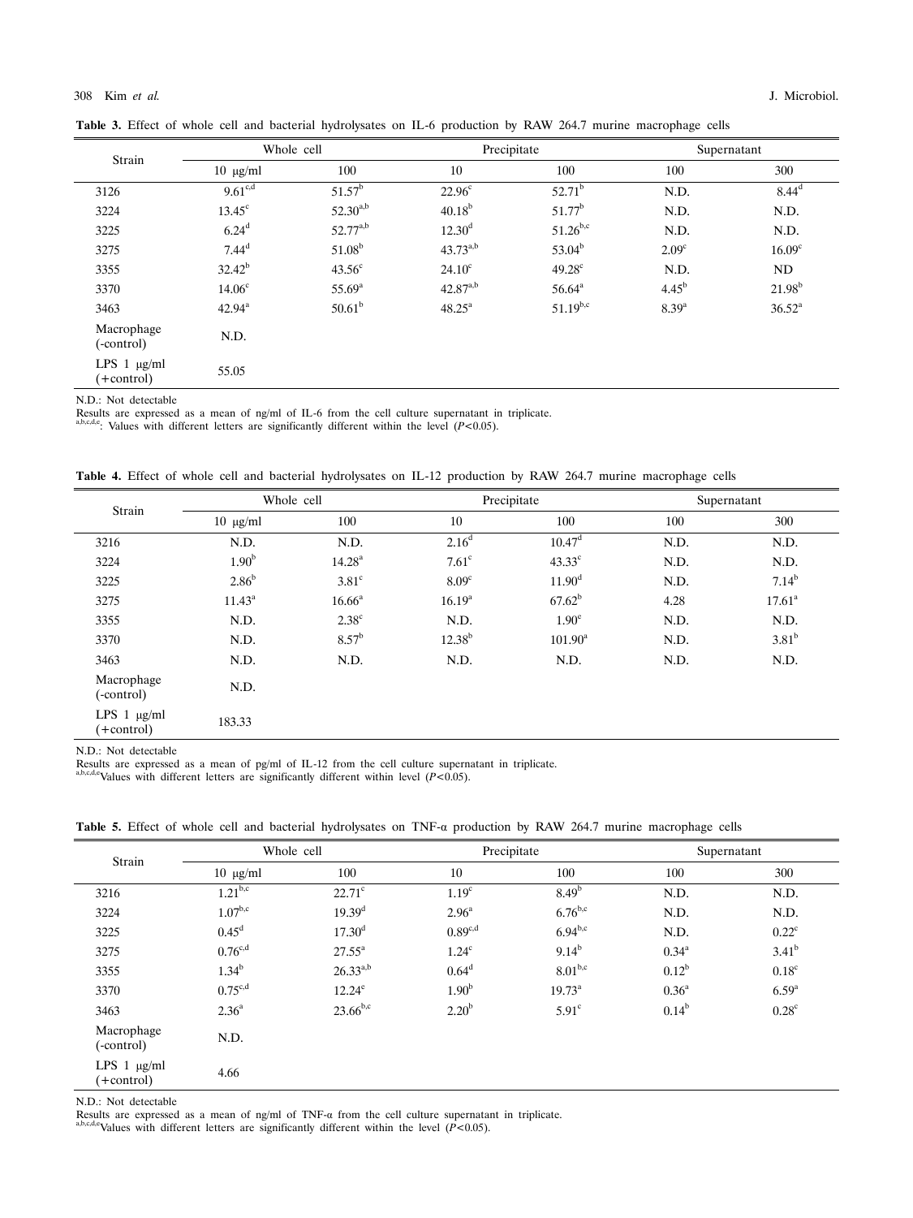**Table 3.** Effect of whole cell and bacterial hydrolysates on IL-6 production by RAW 264.7 murine macrophage cells

| Strain | Whole cell | | Precipitate | | Supernatant | |
|---|---|---|---|---|---|---|
| | 10 μg/ml | 100 | 10 | 100 | 100 | 300 |
| 3126 | 9.61[c,d] | 51.57[b] | 22.96[c] | 52.71[b] | N.D. | 8.44[d] |
| 3224 | 13.45[c] | 52.30[a,b] | 40.18[b] | 51.77[b] | N.D. | N.D. |
| 3225 | 6.24[d] | 52.77[a,b] | 12.30[d] | 51.26[b,c] | N.D. | N.D. |
| 3275 | 7.44[d] | 51.08[b] | 43.73[a,b] | 53.04[b] | 2.09[c] | 16.09[c] |
| 3355 | 32.42[b] | 43.56[c] | 24.10[c] | 49.28[c] | N.D. | ND |
| 3370 | 14.06[c] | 55.69[a] | 42.87[a,b] | 56.64[a] | 4.45[b] | 21.98[b] |
| 3463 | 42.94[a] | 50.61[b] | 48.25[a] | 51.19[b,c] | 8.39[a] | 36.52[a] |
| Macrophage (-control) | N.D. | | | | | |
| LPS 1 μg/ml (+control) | 55.05 | | | | | |

N.D.: Not detectable
Results are expressed as a mean of ng/ml of IL-6 from the cell culture supernatant in triplicate.
[a,b,c,d,e]: Values with different letters are significantly different within the level ($P<0.05$).

**Table 4.** Effect of whole cell and bacterial hydrolysates on IL-12 production by RAW 264.7 murine macrophage cells

| Strain | Whole cell | | Precipitate | | Supernatant | |
|---|---|---|---|---|---|---|
| | 10 μg/ml | 100 | 10 | 100 | 100 | 300 |
| 3216 | N.D. | N.D. | 2.16[d] | 10.47[d] | N.D. | N.D. |
| 3224 | 1.90[b] | 14.28[a] | 7.61[c] | 43.33[c] | N.D. | N.D. |
| 3225 | 2.86[b] | 3.81[c] | 8.09[c] | 11.90[d] | N.D. | 7.14[b] |
| 3275 | 11.43[a] | 16.66[a] | 16.19[a] | 67.62[b] | 4.28 | 17.61[a] |
| 3355 | N.D. | 2.38[c] | N.D. | 1.90[e] | N.D. | N.D. |
| 3370 | N.D. | 8.57[b] | 12.38[b] | 101.90[a] | N.D. | 3.81[b] |
| 3463 | N.D. | N.D. | N.D. | N.D. | N.D. | N.D. |
| Macrophage (-control) | N.D. | | | | | |
| LPS 1 μg/ml (+control) | 183.33 | | | | | |

N.D.: Not detectable
Results are expressed as a mean of pg/ml of IL-12 from the cell culture supernatant in triplicate.
[a,b,c,d,e]Values with different letters are significantly different within level ($P<0.05$).

**Table 5.** Effect of whole cell and bacterial hydrolysates on TNF-α production by RAW 264.7 murine macrophage cells

| Strain | Whole cell | | Precipitate | | Supernatant | |
|---|---|---|---|---|---|---|
| | 10 μg/ml | 100 | 10 | 100 | 100 | 300 |
| 3216 | 1.21[b,c] | 22.71[c] | 1.19[c] | 8.49[b] | N.D. | N.D. |
| 3224 | 1.07[b,c] | 19.39[d] | 2.96[a] | 6.76[b,c] | N.D. | N.D. |
| 3225 | 0.45[d] | 17.30[d] | 0.89[c,d] | 6.94[b,c] | N.D. | 0.22[c] |
| 3275 | 0.76[c,d] | 27.55[a] | 1.24[c] | 9.14[b] | 0.34[a] | 3.41[b] |
| 3355 | 1.34[b] | 26.33[a,b] | 0.64[d] | 8.01[b,c] | 0.12[b] | 0.18[c] |
| 3370 | 0.75[c,d] | 12.24[e] | 1.90[b] | 19.73[a] | 0.36[a] | 6.59[a] |
| 3463 | 2.36[a] | 23.66[b,c] | 2.20[b] | 5.91[c] | 0.14[b] | 0.28[c] |
| Macrophage (-control) | N.D. | | | | | |
| LPS 1 μg/ml (+control) | 4.66 | | | | | |

N.D.: Not detectable
Results are expressed as a mean of ng/ml of TNF-α from the cell culture supernatant in triplicate.
[a,b,c,d,e]Values with different letters are significantly different within the level ($P<0.05$).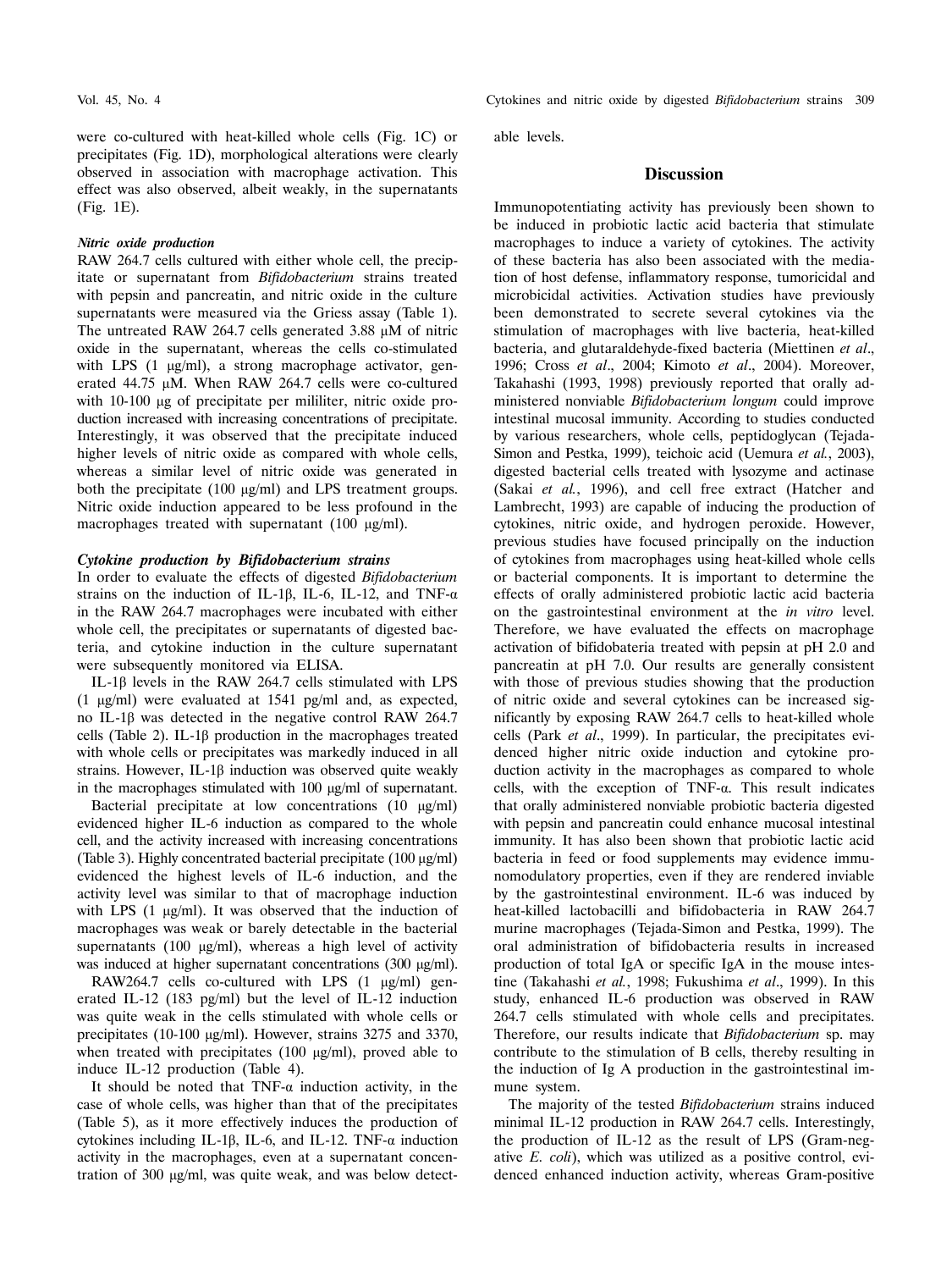were co-cultured with heat-killed whole cells (Fig. 1C) or precipitates (Fig. 1D), morphological alterations were clearly observed in association with macrophage activation. This effect was also observed, albeit weakly, in the supernatants (Fig. 1E).

### *Nitric oxide production*

RAW 264.7 cells cultured with either whole cell, the precipitate or supernatant from *Bifidobacterium* strains treated with pepsin and pancreatin, and nitric oxide in the culture supernatants were measured via the Griess assay (Table 1). The untreated RAW 264.7 cells generated 3.88 μM of nitric oxide in the supernatant, whereas the cells co-stimulated with LPS (1 μg/ml), a strong macrophage activator, generated 44.75 μM. When RAW 264.7 cells were co-cultured with 10-100 μg of precipitate per mililiter, nitric oxide production increased with increasing concentrations of precipitate. Interestingly, it was observed that the precipitate induced higher levels of nitric oxide as compared with whole cells, whereas a similar level of nitric oxide was generated in both the precipitate (100 μg/ml) and LPS treatment groups. Nitric oxide induction appeared to be less profound in the macrophages treated with supernatant (100 μg/ml).

### *Cytokine production by Bifidobacterium strains*

In order to evaluate the effects of digested *Bifidobacterium* strains on the induction of IL-1β, IL-6, IL-12, and TNF-α in the RAW 264.7 macrophages were incubated with either whole cell, the precipitates or supernatants of digested bacteria, and cytokine induction in the culture supernatant were subsequently monitored via ELISA.

IL-1β levels in the RAW 264.7 cells stimulated with LPS (1 μg/ml) were evaluated at 1541 pg/ml and, as expected, no IL-1β was detected in the negative control RAW 264.7 cells (Table 2). IL-1β production in the macrophages treated with whole cells or precipitates was markedly induced in all strains. However, IL-1β induction was observed quite weakly in the macrophages stimulated with 100 μg/ml of supernatant.

Bacterial precipitate at low concentrations (10 μg/ml) evidenced higher IL-6 induction as compared to the whole cell, and the activity increased with increasing concentrations (Table 3). Highly concentrated bacterial precipitate (100 μg/ml) evidenced the highest levels of IL-6 induction, and the activity level was similar to that of macrophage induction with LPS (1 μg/ml). It was observed that the induction of macrophages was weak or barely detectable in the bacterial supernatants (100 μg/ml), whereas a high level of activity was induced at higher supernatant concentrations (300 μg/ml).

RAW264.7 cells co-cultured with LPS (1 μg/ml) generated IL-12 (183 pg/ml) but the level of IL-12 induction was quite weak in the cells stimulated with whole cells or precipitates (10-100 μg/ml). However, strains 3275 and 3370, when treated with precipitates (100 μg/ml), proved able to induce IL-12 production (Table 4).

It should be noted that TNF-α induction activity, in the case of whole cells, was higher than that of the precipitates (Table 5), as it more effectively induces the production of cytokines including IL-1β, IL-6, and IL-12. TNF-α induction activity in the macrophages, even at a supernatant concentration of 300 μg/ml, was quite weak, and was below detectable levels.

## Discussion

Immunopotentiating activity has previously been shown to be induced in probiotic lactic acid bacteria that stimulate macrophages to induce a variety of cytokines. The activity of these bacteria has also been associated with the mediation of host defense, inflammatory response, tumoricidal and microbicidal activities. Activation studies have previously been demonstrated to secrete several cytokines via the stimulation of macrophages with live bacteria, heat-killed bacteria, and glutaraldehyde-fixed bacteria (Miettinen *et al*., 1996; Cross *et al*., 2004; Kimoto *et al*., 2004). Moreover, Takahashi (1993, 1998) previously reported that orally administered nonviable *Bifidobacterium longum* could improve intestinal mucosal immunity. According to studies conducted by various researchers, whole cells, peptidoglycan (Tejada-Simon and Pestka, 1999), teichoic acid (Uemura *et al.*, 2003), digested bacterial cells treated with lysozyme and actinase (Sakai *et al.*, 1996), and cell free extract (Hatcher and Lambrecht, 1993) are capable of inducing the production of cytokines, nitric oxide, and hydrogen peroxide. However, previous studies have focused principally on the induction of cytokines from macrophages using heat-killed whole cells or bacterial components. It is important to determine the effects of orally administered probiotic lactic acid bacteria on the gastrointestinal environment at the *in vitro* level. Therefore, we have evaluated the effects on macrophage activation of bifidobacteria treated with pepsin at pH 2.0 and pancreatin at pH 7.0. Our results are generally consistent with those of previous studies showing that the production of nitric oxide and several cytokines can be increased significantly by exposing RAW 264.7 cells to heat-killed whole cells (Park *et al*., 1999). In particular, the precipitates evidenced higher nitric oxide induction and cytokine production activity in the macrophages as compared to whole cells, with the exception of TNF-α. This result indicates that orally administered nonviable probiotic bacteria digested with pepsin and pancreatin could enhance mucosal intestinal immunity. It has also been shown that probiotic lactic acid bacteria in feed or food supplements may evidence immunomodulatory properties, even if they are rendered inviable by the gastrointestinal environment. IL-6 was induced by heat-killed lactobacilli and bifidobacteria in RAW 264.7 murine macrophages (Tejada-Simon and Pestka, 1999). The oral administration of bifidobacteria results in increased production of total IgA or specific IgA in the mouse intestine (Takahashi *et al.*, 1998; Fukushima *et al*., 1999). In this study, enhanced IL-6 production was observed in RAW 264.7 cells stimulated with whole cells and precipitates. Therefore, our results indicate that *Bifidobacterium* sp. may contribute to the stimulation of B cells, thereby resulting in the induction of Ig A production in the gastrointestinal immune system.

The majority of the tested *Bifidobacterium* strains induced minimal IL-12 production in RAW 264.7 cells. Interestingly, the production of IL-12 as the result of LPS (Gram-negative *E. coli*), which was utilized as a positive control, evidenced enhanced induction activity, whereas Gram-positive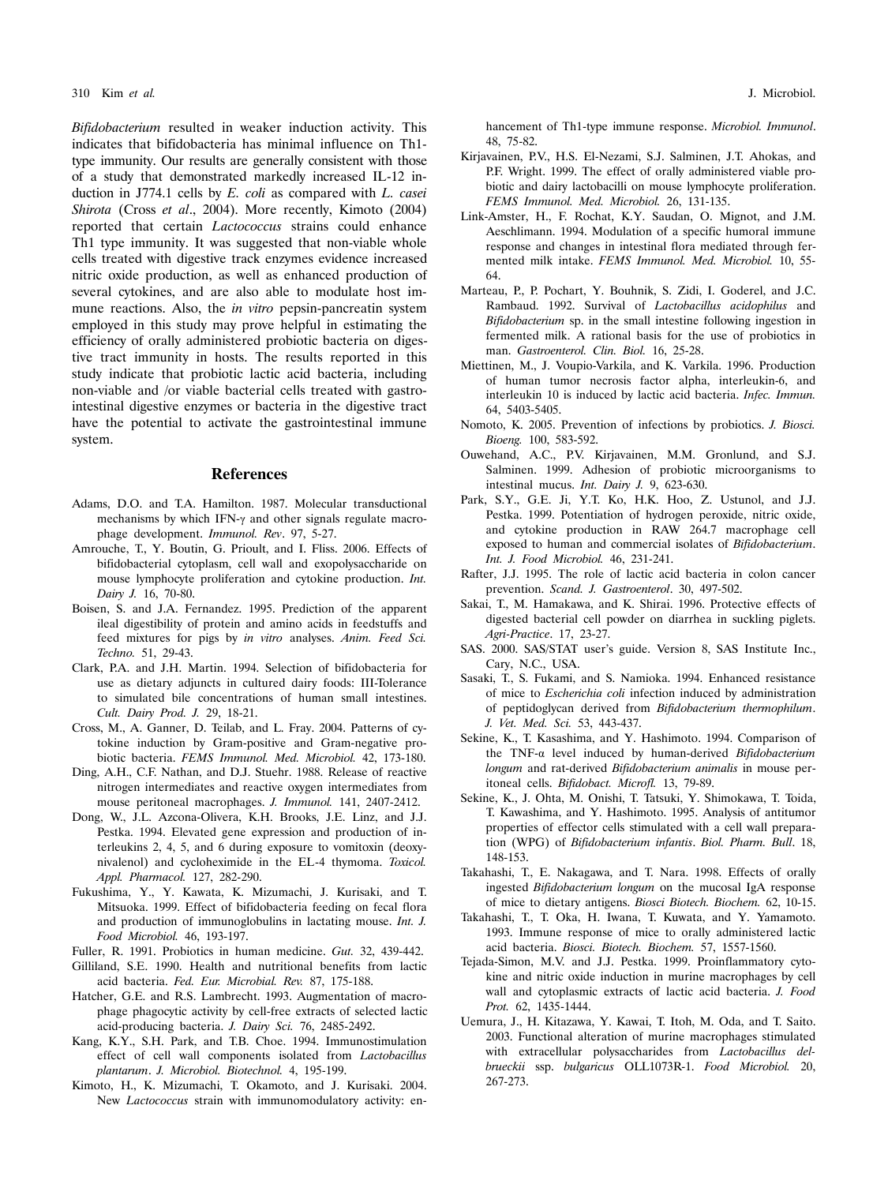*Bifidobacterium* resulted in weaker induction activity. This indicates that bifidobacteria has minimal influence on Th1-type immunity. Our results are generally consistent with those of a study that demonstrated markedly increased IL-12 induction in J774.1 cells by *E. coli* as compared with *L. casei Shirota* (Cross *et al*., 2004). More recently, Kimoto (2004) reported that certain *Lactococcus* strains could enhance Th1 type immunity. It was suggested that non-viable whole cells treated with digestive track enzymes evidence increased nitric oxide production, as well as enhanced production of several cytokines, and are also able to modulate host immune reactions. Also, the *in vitro* pepsin-pancreatin system employed in this study may prove helpful in estimating the efficiency of orally administered probiotic bacteria on digestive tract immunity in hosts. The results reported in this study indicate that probiotic lactic acid bacteria, including non-viable and /or viable bacterial cells treated with gastrointestinal digestive enzymes or bacteria in the digestive tract have the potential to activate the gastrointestinal immune system.

## References

Adams, D.O. and T.A. Hamilton. 1987. Molecular transductional mechanisms by which IFN-γ and other signals regulate macrophage development. *Immunol. Rev*. 97, 5-27.

Amrouche, T., Y. Boutin, G. Prioult, and I. Fliss. 2006. Effects of bifidobacterial cytoplasm, cell wall and exopolysaccharide on mouse lymphocyte proliferation and cytokine production. *Int. Dairy J.* 16, 70-80.

Boisen, S. and J.A. Fernandez. 1995. Prediction of the apparent ileal digestibility of protein and amino acids in feedstuffs and feed mixtures for pigs by *in vitro* analyses. *Anim. Feed Sci. Techno.* 51, 29-43.

Clark, P.A. and J.H. Martin. 1994. Selection of bifidobacteria for use as dietary adjuncts in cultured dairy foods: III-Tolerance to simulated bile concentrations of human small intestines. *Cult. Dairy Prod. J.* 29, 18-21.

Cross, M., A. Ganner, D. Teilab, and L. Fray. 2004. Patterns of cytokine induction by Gram-positive and Gram-negative probiotic bacteria. *FEMS Immunol. Med. Microbiol.* 42, 173-180.

Ding, A.H., C.F. Nathan, and D.J. Stuehr. 1988. Release of reactive nitrogen intermediates and reactive oxygen intermediates from mouse peritoneal macrophages. *J. Immunol.* 141, 2407-2412.

Dong, W., J.L. Azcona-Olivera, K.H. Brooks, J.E. Linz, and J.J. Pestka. 1994. Elevated gene expression and production of interleukins 2, 4, 5, and 6 during exposure to vomitoxin (deoxynivalenol) and cycloheximide in the EL-4 thymoma. *Toxicol. Appl. Pharmacol.* 127, 282-290.

Fukushima, Y., Y. Kawata, K. Mizumachi, J. Kurisaki, and T. Mitsuoka. 1999. Effect of bifidobacteria feeding on fecal flora and production of immunoglobulins in lactating mouse. *Int. J. Food Microbiol.* 46, 193-197.

Fuller, R. 1991. Probiotics in human medicine. *Gut.* 32, 439-442.

Gilliland, S.E. 1990. Health and nutritional benefits from lactic acid bacteria. *Fed. Eur. Microbial. Rev.* 87, 175-188.

Hatcher, G.E. and R.S. Lambrecht. 1993. Augmentation of macrophage phagocytic activity by cell-free extracts of selected lactic acid-producing bacteria. *J. Dairy Sci.* 76, 2485-2492.

Kang, K.Y., S.H. Park, and T.B. Choe. 1994. Immunostimulation effect of cell wall components isolated from *Lactobacillus plantarum*. *J. Microbiol. Biotechnol.* 4, 195-199.

Kimoto, H., K. Mizumachi, T. Okamoto, and J. Kurisaki. 2004. New *Lactococcus* strain with immunomodulatory activity: enhancement of Th1-type immune response. *Microbiol. Immunol*. 48, 75-82.

Kirjavainen, P.V., H.S. El-Nezami, S.J. Salminen, J.T. Ahokas, and P.F. Wright. 1999. The effect of orally administered viable probiotic and dairy lactobacilli on mouse lymphocyte proliferation. *FEMS Immunol. Med. Microbiol.* 26, 131-135.

Link-Amster, H., F. Rochat, K.Y. Saudan, O. Mignot, and J.M. Aeschlimann. 1994. Modulation of a specific humoral immune response and changes in intestinal flora mediated through fermented milk intake. *FEMS Immunol. Med. Microbiol.* 10, 55-64.

Marteau, P., P. Pochart, Y. Bouhnik, S. Zidi, I. Goderel, and J.C. Rambaud. 1992. Survival of *Lactobacillus acidophilus* and *Bifidobacterium* sp. in the small intestine following ingestion in fermented milk. A rational basis for the use of probiotics in man. *Gastroenterol. Clin. Biol.* 16, 25-28.

Miettinen, M., J. Voupio-Varkila, and K. Varkila. 1996. Production of human tumor necrosis factor alpha, interleukin-6, and interleukin 10 is induced by lactic acid bacteria. *Infec. Immun.* 64, 5403-5405.

Nomoto, K. 2005. Prevention of infections by probiotics. *J. Biosci. Bioeng.* 100, 583-592.

Ouwehand, A.C., P.V. Kirjavainen, M.M. Gronlund, and S.J. Salminen. 1999. Adhesion of probiotic microorganisms to intestinal mucus. *Int. Dairy J.* 9, 623-630.

Park, S.Y., G.E. Ji, Y.T. Ko, H.K. Hoo, Z. Ustunol, and J.J. Pestka. 1999. Potentiation of hydrogen peroxide, nitric oxide, and cytokine production in RAW 264.7 macrophage cell exposed to human and commercial isolates of *Bifidobacterium*. *Int. J. Food Microbiol.* 46, 231-241.

Rafter, J.J. 1995. The role of lactic acid bacteria in colon cancer prevention. *Scand. J. Gastroenterol*. 30, 497-502.

Sakai, T., M. Hamakawa, and K. Shirai. 1996. Protective effects of digested bacterial cell powder on diarrhea in suckling piglets. *Agri-Practice*. 17, 23-27.

SAS. 2000. SAS/STAT user's guide. Version 8, SAS Institute Inc., Cary, N.C., USA.

Sasaki, T., S. Fukami, and S. Namioka. 1994. Enhanced resistance of mice to *Escherichia coli* infection induced by administration of peptidoglycan derived from *Bifidobacterium thermophilum*. *J. Vet. Med. Sci.* 53, 443-437.

Sekine, K., T. Kasashima, and Y. Hashimoto. 1994. Comparison of the TNF-α level induced by human-derived *Bifidobacterium longum* and rat-derived *Bifidobacterium animalis* in mouse peritoneal cells. *Bifidobact. Microfl.* 13, 79-89.

Sekine, K., J. Ohta, M. Onishi, T. Tatsuki, Y. Shimokawa, T. Toida, T. Kawashima, and Y. Hashimoto. 1995. Analysis of antitumor properties of effector cells stimulated with a cell wall preparation (WPG) of *Bifidobacterium infantis*. *Biol. Pharm. Bull*. 18, 148-153.

Takahashi, T., E. Nakagawa, and T. Nara. 1998. Effects of orally ingested *Bifidobacterium longum* on the mucosal IgA response of mice to dietary antigens. *Biosci Biotech. Biochem.* 62, 10-15.

Takahashi, T., T. Oka, H. Iwana, T. Kuwata, and Y. Yamamoto. 1993. Immune response of mice to orally administered lactic acid bacteria. *Biosci. Biotech. Biochem.* 57, 1557-1560.

Tejada-Simon, M.V. and J.J. Pestka. 1999. Proinflammatory cytokine and nitric oxide induction in murine macrophages by cell wall and cytoplasmic extracts of lactic acid bacteria. *J. Food Prot.* 62, 1435-1444.

Uemura, J., H. Kitazawa, Y. Kawai, T. Itoh, M. Oda, and T. Saito. 2003. Functional alteration of murine macrophages stimulated with extracellular polysaccharides from *Lactobacillus delbrueckii* ssp. *bulgaricus* OLL1073R-1. *Food Microbiol.* 20, 267-273.